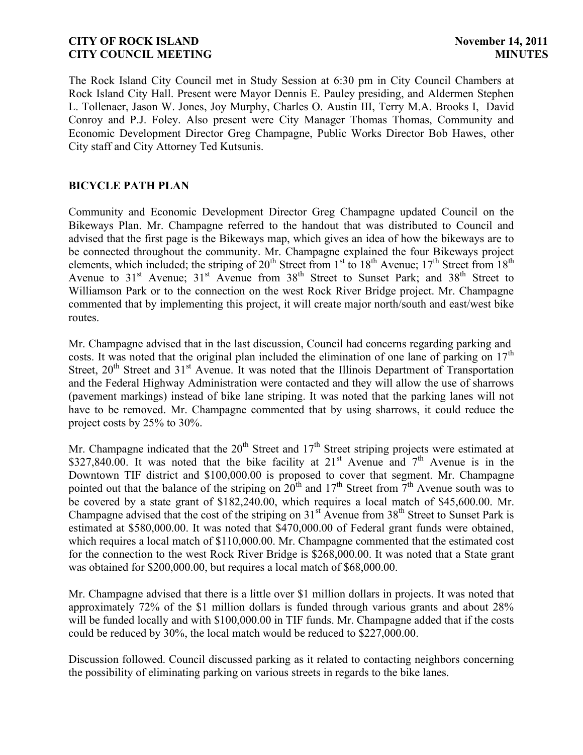The Rock Island City Council met in Study Session at 6:30 pm in City Council Chambers at Rock Island City Hall. Present were Mayor Dennis E. Pauley presiding, and Aldermen Stephen L. Tollenaer, Jason W. Jones, Joy Murphy, Charles O. Austin III, Terry M.A. Brooks I, David Conroy and P.J. Foley. Also present were City Manager Thomas Thomas, Community and Economic Development Director Greg Champagne, Public Works Director Bob Hawes, other City staff and City Attorney Ted Kutsunis.

## BICYCLE PATH PLAN

Community and Economic Development Director Greg Champagne updated Council on the Bikeways Plan. Mr. Champagne referred to the handout that was distributed to Council and advised that the first page is the Bikeways map, which gives an idea of how the bikeways are to be connected throughout the community. Mr. Champagne explained the four Bikeways project elements, which included; the striping of 20th Street from 1st to 18th Avenue; 17th Street from 18th Avenue to 31st Avenue; 31st Avenue from 38th Street to Sunset Park; and 38th Street to Williamson Park or to the connection on the west Rock River Bridge project. Mr. Champagne commented that by implementing this project, it will create major north/south and east/west bike routes.

Mr. Champagne advised that in the last discussion, Council had concerns regarding parking and costs. It was noted that the original plan included the elimination of one lane of parking on 17th Street, 20th Street and 31st Avenue. It was noted that the Illinois Department of Transportation and the Federal Highway Administration were contacted and they will allow the use of sharrows (pavement markings) instead of bike lane striping. It was noted that the parking lanes will not have to be removed. Mr. Champagne commented that by using sharrows, it could reduce the project costs by 25% to 30%.

Mr. Champagne indicated that the 20th Street and 17th Street striping projects were estimated at $327,840.00. It was noted that the bike facility at 21st Avenue and 7th Avenue is in the Downtown TIF district and $100,000.00 is proposed to cover that segment. Mr. Champagne pointed out that the balance of the striping on 20th and 17th Street from 7th Avenue south was to be covered by a state grant of $182,240.00, which requires a local match of $45,600.00. Mr. Champagne advised that the cost of the striping on 31st Avenue from 38th Street to Sunset Park is estimated at $580,000.00. It was noted that $470,000.00 of Federal grant funds were obtained, which requires a local match of $110,000.00. Mr. Champagne commented that the estimated cost for the connection to the west Rock River Bridge is $268,000.00. It was noted that a State grant was obtained for $200,000.00, but requires a local match of $68,000.00.

Mr. Champagne advised that there is a little over $1 million dollars in projects. It was noted that approximately 72% of the $1 million dollars is funded through various grants and about 28% will be funded locally and with $100,000.00 in TIF funds. Mr. Champagne added that if the costs could be reduced by 30%, the local match would be reduced to $227,000.00.

Discussion followed. Council discussed parking as it related to contacting neighbors concerning the possibility of eliminating parking on various streets in regards to the bike lanes.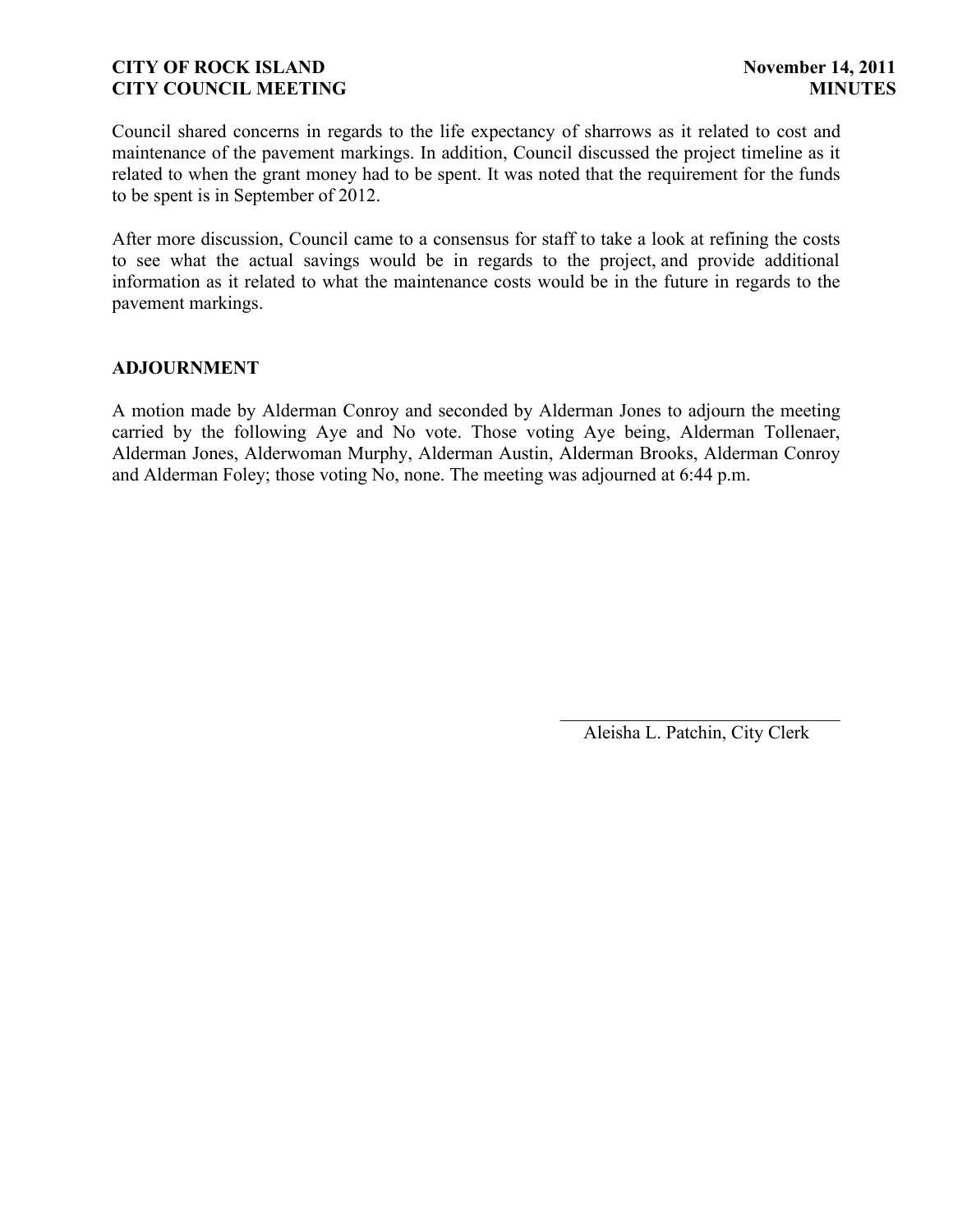Council shared concerns in regards to the life expectancy of sharrows as it related to cost and maintenance of the pavement markings. In addition, Council discussed the project timeline as it related to when the grant money had to be spent. It was noted that the requirement for the funds to be spent is in September of 2012.

After more discussion, Council came to a consensus for staff to take a look at refining the costs to see what the actual savings would be in regards to the project, and provide additional information as it related to what the maintenance costs would be in the future in regards to the pavement markings.

## ADJOURNMENT

A motion made by Alderman Conroy and seconded by Alderman Jones to adjourn the meeting carried by the following Aye and No vote. Those voting Aye being, Alderman Tollenaer, Alderman Jones, Alderwoman Murphy, Alderman Austin, Alderman Brooks, Alderman Conroy and Alderman Foley; those voting No, none. The meeting was adjourned at 6:44 p.m.

\_\_\_\_\_\_\_\_\_\_\_\_\_\_\_\_\_\_\_\_\_\_\_\_\_\_\_\_\_\_

Aleisha L. Patchin, City Clerk